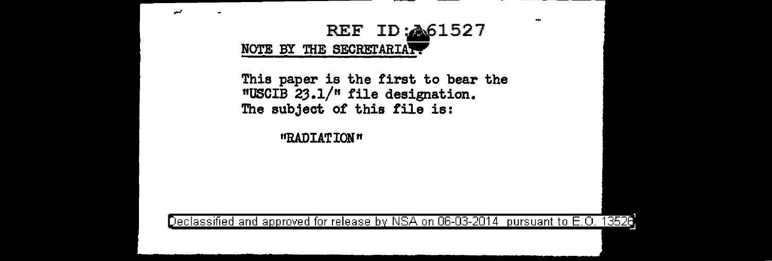REF ID:A61527

NOTE BY THE SECRETARIAT.

This paper is the first to bear the "USCIB 23.1/" file designation. The subject of this file is:

"RADIATION"

Declassified and approved for release by NSA on 06-03-2014 pursuant to E.O. 13526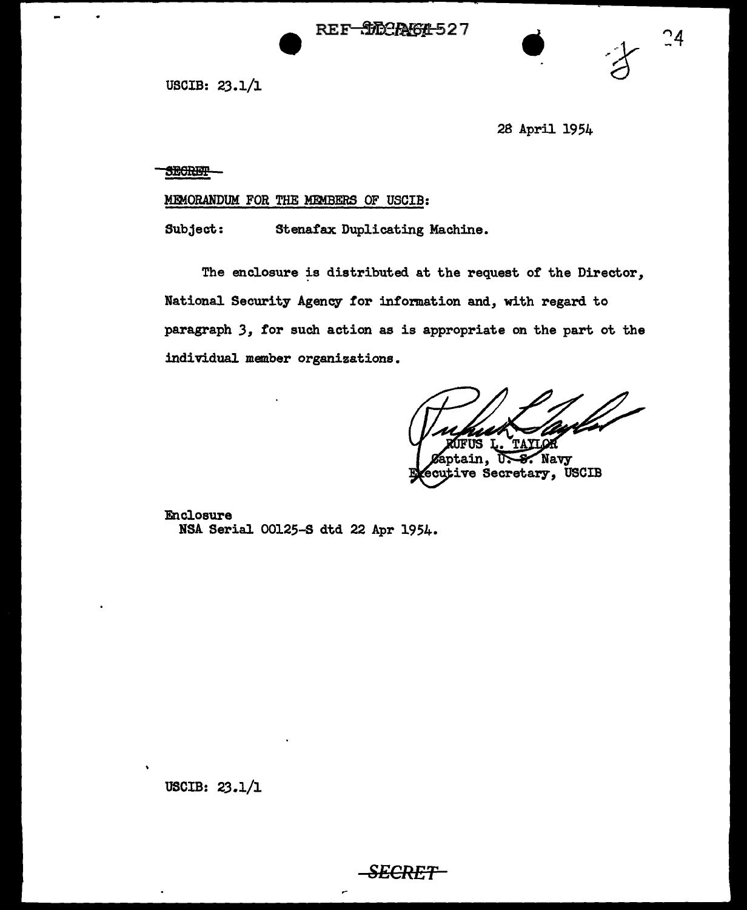USCIB: 23.1/1

28 April 1954

~~SECRET~~

MEMORANDUM FOR THE MEMBERS OF USCIB:

Subject: Stenafax Duplicating Machine.

The enclosure is distributed at the request of the Director, National Security Agency for information and, with regard to paragraph 3, for such action as is appropriate on the part ot the individual member organizations.

RUFUS L. TAYLOR
Captain, U. S. Navy
Executive Secretary, USCIB

Enclosure
NSA Serial 00125-S dtd 22 Apr 1954.

USCIB: 23.1/1

~~SECRET~~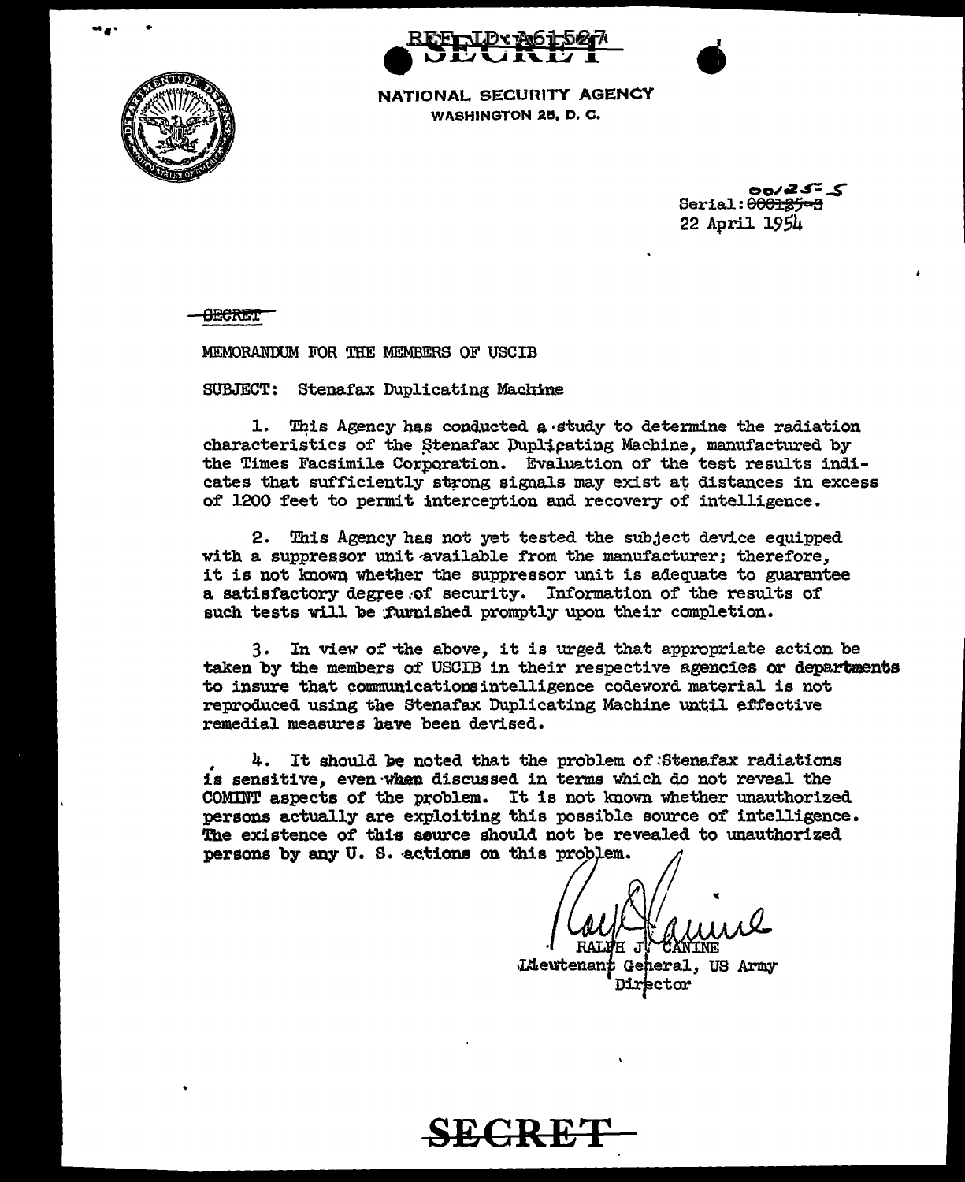REF ID:A61527

SECRET

NATIONAL SECURITY AGENCY
WASHINGTON 25, D. C.

Serial: ~~000125-S~~ 00125-S
22 April 1954

~~SECRET~~

MEMORANDUM FOR THE MEMBERS OF USCIB

SUBJECT: Stenafax Duplicating Machine

1. This Agency has conducted a study to determine the radiation characteristics of the Stenafax Duplicating Machine, manufactured by the Times Facsimile Corporation. Evaluation of the test results indicates that sufficiently strong signals may exist at distances in excess of 1200 feet to permit interception and recovery of intelligence.

2. This Agency has not yet tested the subject device equipped with a suppressor unit available from the manufacturer; therefore, it is not known whether the suppressor unit is adequate to guarantee a satisfactory degree of security. Information of the results of such tests will be furnished promptly upon their completion.

3. In view of the above, it is urged that appropriate action be taken by the members of USCIB in their respective agencies or departments to insure that communications intelligence codeword material is not reproduced using the Stenafax Duplicating Machine until effective remedial measures have been devised.

4. It should be noted that the problem of Stenafax radiations is sensitive, even when discussed in terms which do not reveal the COMINT aspects of the problem. It is not known whether unauthorized persons actually are exploiting this possible source of intelligence. The existence of this source should not be revealed to unauthorized persons by any U. S. actions on this problem.

RALPH J. CANINE
Lieutenant General, US Army
Director

SECRET